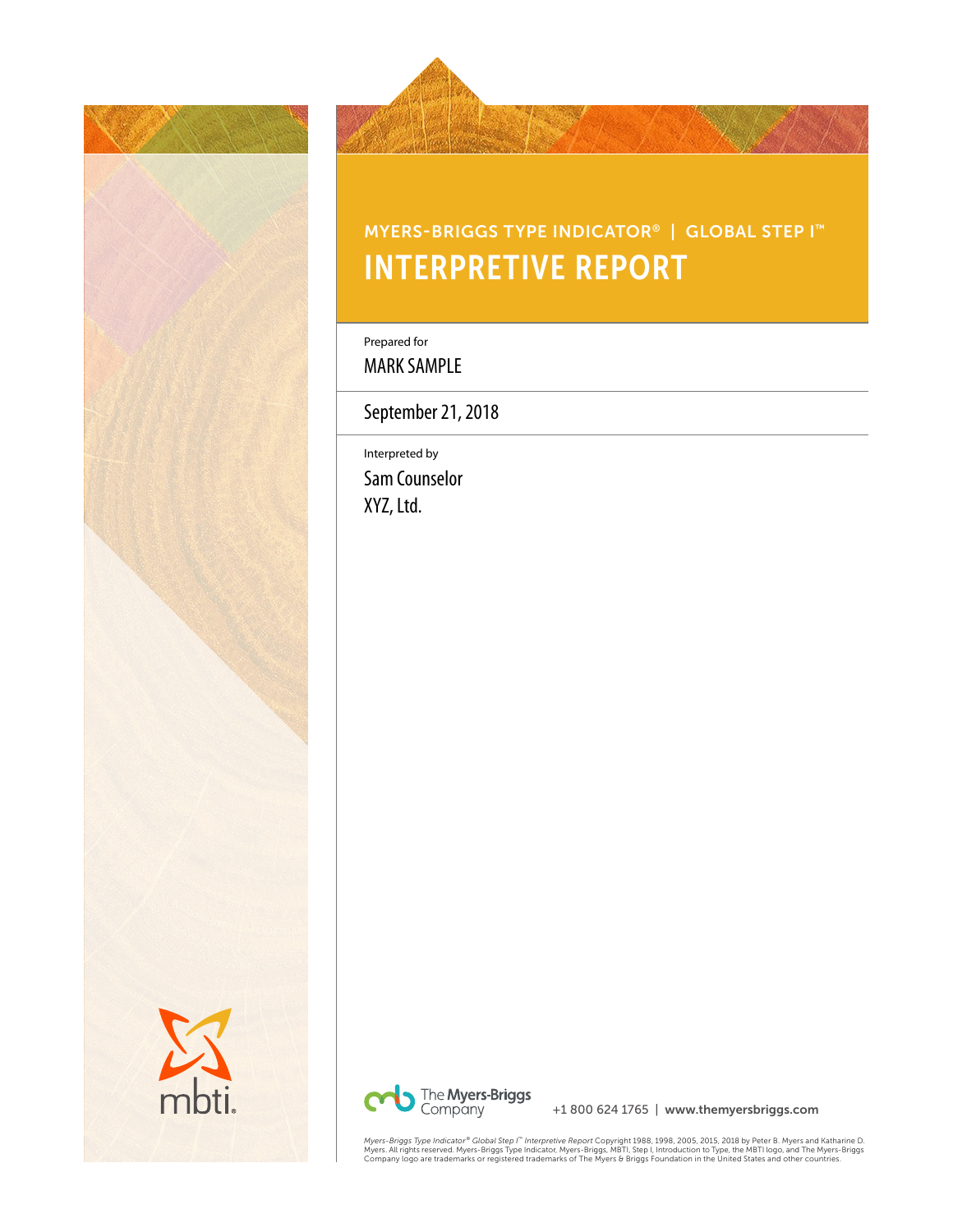MYERS-BRIGGS TYPE INDICATOR® | GLOBAL STEP I™

# INTERPRETIVE REPORT

Prepared for

MARK SAMPLE

September 21, 2018

Interpreted by

Sam Counselor

XYZ, Ltd.

mbti.

The Myers-Briggs Company

+1 800 624 1765 | www.themyersbriggs.com

*Myers-Briggs Type Indicator® Global Step I™ Interpretive Report* Copyright 1988, 1998, 2005, 2015, 2018 by Peter B. Myers and Katharine D. Myers. All rights reserved. Myers-Briggs Type Indicator, Myers-Briggs, MBTI, Step I, Introduction to Type, the MBTI logo, and The Myers-Briggs Company logo are trademarks or registered trademarks of The Myers & Briggs Foundation in the United States and other countries.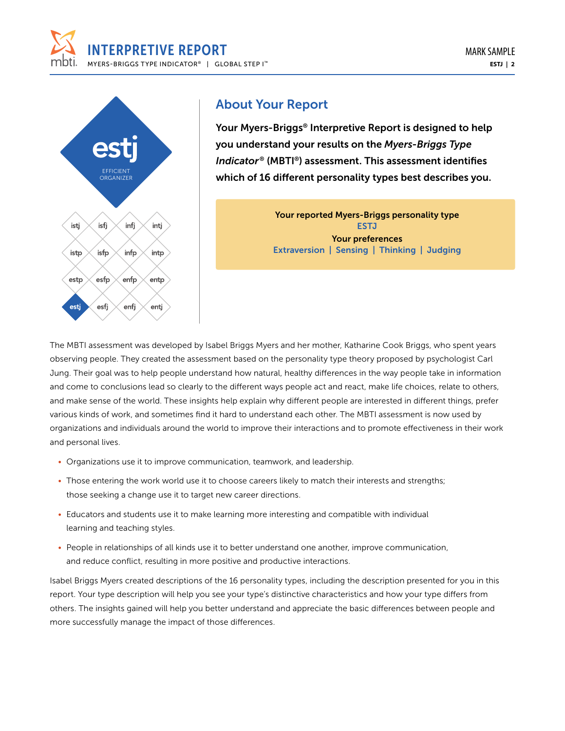estj

EFFICIENT ORGANIZER

| | | | |
|---|---|---|---|
| istj | isfj | infj | intj |
| istp | isfp | infp | intp |
| estp | esfp | enfp | entp |
| **estj** | esfj | enfj | entj |

## About Your Report

**Your Myers-Briggs® Interpretive Report is designed to help you understand your results on the *Myers-Briggs Type Indicator*® (MBTI®) assessment. This assessment identifies which of 16 different personality types best describes you.**

**Your reported Myers-Briggs personality type**
**ESTJ**
**Your preferences**
**Extraversion | Sensing | Thinking | Judging**

The MBTI assessment was developed by Isabel Briggs Myers and her mother, Katharine Cook Briggs, who spent years observing people. They created the assessment based on the personality type theory proposed by psychologist Carl Jung. Their goal was to help people understand how natural, healthy differences in the way people take in information and come to conclusions lead so clearly to the different ways people act and react, make life choices, relate to others, and make sense of the world. These insights help explain why different people are interested in different things, prefer various kinds of work, and sometimes find it hard to understand each other. The MBTI assessment is now used by organizations and individuals around the world to improve their interactions and to promote effectiveness in their work and personal lives.

- Organizations use it to improve communication, teamwork, and leadership.
- Those entering the work world use it to choose careers likely to match their interests and strengths; those seeking a change use it to target new career directions.
- Educators and students use it to make learning more interesting and compatible with individual learning and teaching styles.
- People in relationships of all kinds use it to better understand one another, improve communication, and reduce conflict, resulting in more positive and productive interactions.

Isabel Briggs Myers created descriptions of the 16 personality types, including the description presented for you in this report. Your type description will help you see your type's distinctive characteristics and how your type differs from others. The insights gained will help you better understand and appreciate the basic differences between people and more successfully manage the impact of those differences.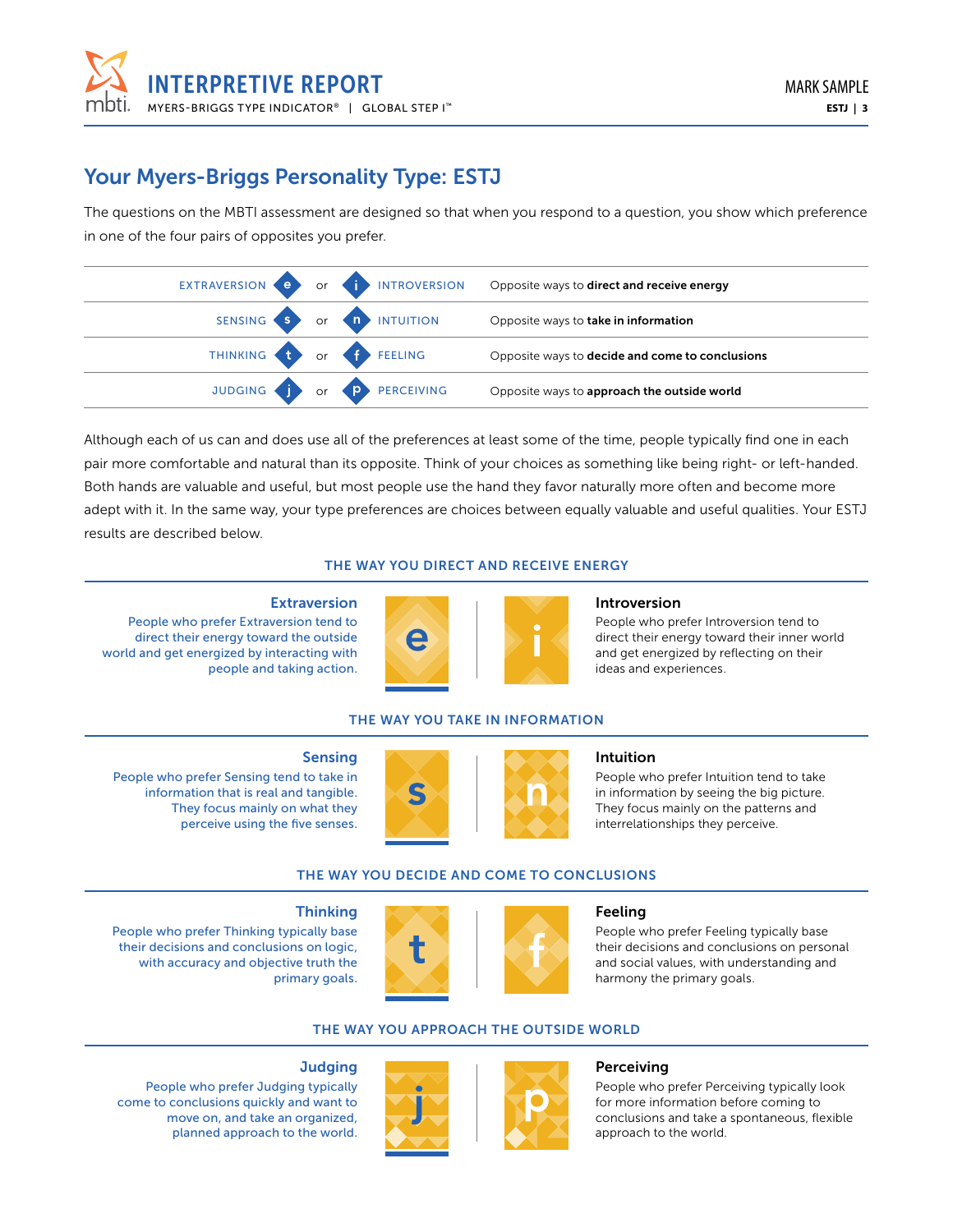## Your Myers-Briggs Personality Type: ESTJ

The questions on the MBTI assessment are designed so that when you respond to a question, you show which preference in one of the four pairs of opposites you prefer.

| | | | |
|---|---|---|---|
| EXTRAVERSION (e) | or | (i) INTROVERSION | Opposite ways to **direct and receive energy** |
| SENSING (s) | or | (n) INTUITION | Opposite ways to **take in information** |
| THINKING (t) | or | (f) FEELING | Opposite ways to **decide and come to conclusions** |
| JUDGING (j) | or | (p) PERCEIVING | Opposite ways to **approach the outside world** |

Although each of us can and does use all of the preferences at least some of the time, people typically find one in each pair more comfortable and natural than its opposite. Think of your choices as something like being right- or left-handed. Both hands are valuable and useful, but most people use the hand they favor naturally more often and become more adept with it. In the same way, your type preferences are choices between equally valuable and useful qualities. Your ESTJ results are described below.

### THE WAY YOU DIRECT AND RECEIVE ENERGY

**Extraversion**
People who prefer Extraversion tend to direct their energy toward the outside world and get energized by interacting with people and taking action.

**Introversion**
People who prefer Introversion tend to direct their energy toward their inner world and get energized by reflecting on their ideas and experiences.

### THE WAY YOU TAKE IN INFORMATION

**Sensing**
People who prefer Sensing tend to take in information that is real and tangible. They focus mainly on what they perceive using the five senses.

**Intuition**
People who prefer Intuition tend to take in information by seeing the big picture. They focus mainly on the patterns and interrelationships they perceive.

### THE WAY YOU DECIDE AND COME TO CONCLUSIONS

**Thinking**
People who prefer Thinking typically base their decisions and conclusions on logic, with accuracy and objective truth the primary goals.

**Feeling**
People who prefer Feeling typically base their decisions and conclusions on personal and social values, with understanding and harmony the primary goals.

### THE WAY YOU APPROACH THE OUTSIDE WORLD

**Judging**
People who prefer Judging typically come to conclusions quickly and want to move on, and take an organized, planned approach to the world.

**Perceiving**
People who prefer Perceiving typically look for more information before coming to conclusions and take a spontaneous, flexible approach to the world.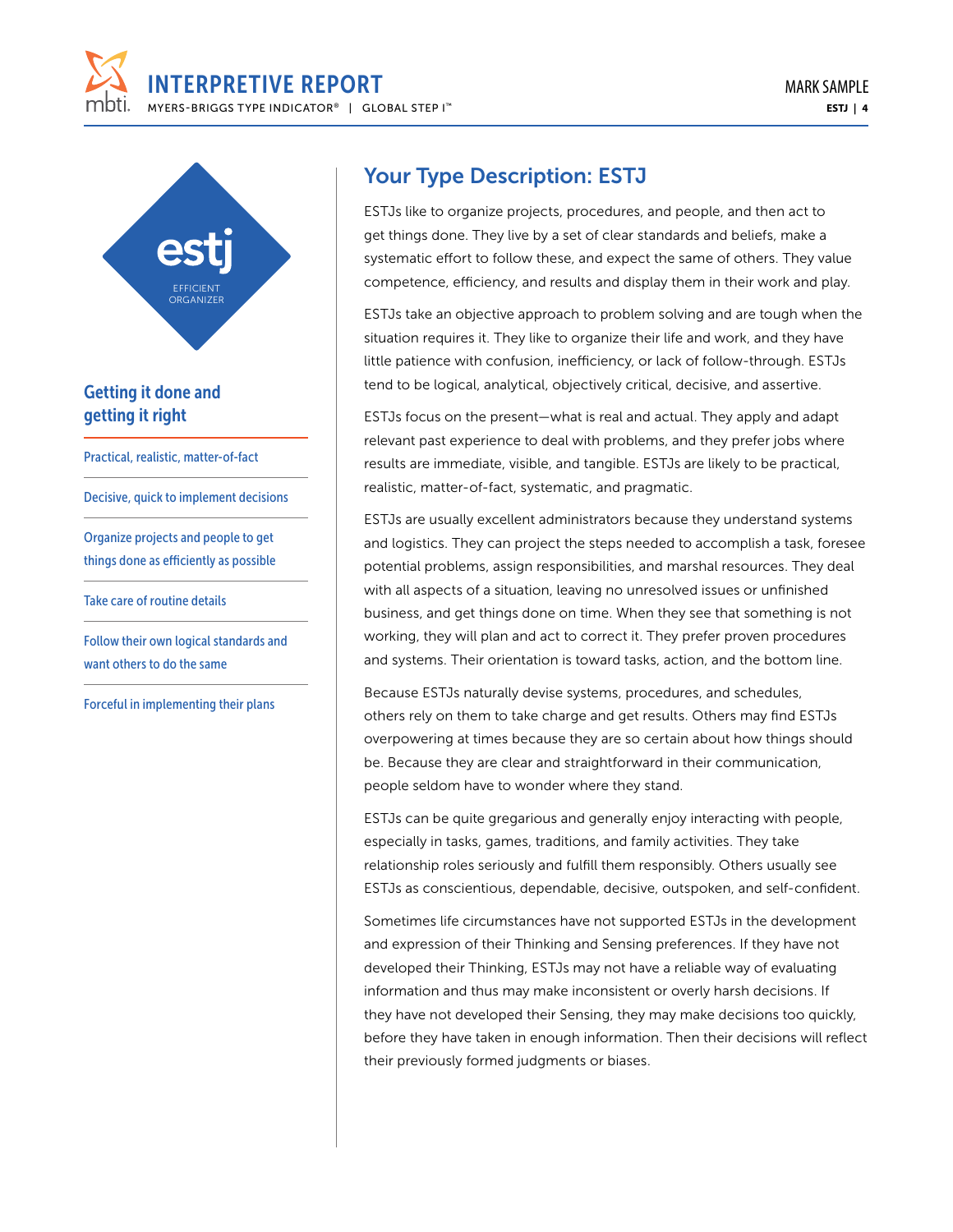estj

EFFICIENT ORGANIZER

## Getting it done and getting it right

- Practical, realistic, matter-of-fact
- Decisive, quick to implement decisions
- Organize projects and people to get things done as efficiently as possible
- Take care of routine details
- Follow their own logical standards and want others to do the same
- Forceful in implementing their plans

## Your Type Description: ESTJ

ESTJs like to organize projects, procedures, and people, and then act to get things done. They live by a set of clear standards and beliefs, make a systematic effort to follow these, and expect the same of others. They value competence, efficiency, and results and display them in their work and play.

ESTJs take an objective approach to problem solving and are tough when the situation requires it. They like to organize their life and work, and they have little patience with confusion, inefficiency, or lack of follow-through. ESTJs tend to be logical, analytical, objectively critical, decisive, and assertive.

ESTJs focus on the present—what is real and actual. They apply and adapt relevant past experience to deal with problems, and they prefer jobs where results are immediate, visible, and tangible. ESTJs are likely to be practical, realistic, matter-of-fact, systematic, and pragmatic.

ESTJs are usually excellent administrators because they understand systems and logistics. They can project the steps needed to accomplish a task, foresee potential problems, assign responsibilities, and marshal resources. They deal with all aspects of a situation, leaving no unresolved issues or unfinished business, and get things done on time. When they see that something is not working, they will plan and act to correct it. They prefer proven procedures and systems. Their orientation is toward tasks, action, and the bottom line.

Because ESTJs naturally devise systems, procedures, and schedules, others rely on them to take charge and get results. Others may find ESTJs overpowering at times because they are so certain about how things should be. Because they are clear and straightforward in their communication, people seldom have to wonder where they stand.

ESTJs can be quite gregarious and generally enjoy interacting with people, especially in tasks, games, traditions, and family activities. They take relationship roles seriously and fulfill them responsibly. Others usually see ESTJs as conscientious, dependable, decisive, outspoken, and self-confident.

Sometimes life circumstances have not supported ESTJs in the development and expression of their Thinking and Sensing preferences. If they have not developed their Thinking, ESTJs may not have a reliable way of evaluating information and thus may make inconsistent or overly harsh decisions. If they have not developed their Sensing, they may make decisions too quickly, before they have taken in enough information. Then their decisions will reflect their previously formed judgments or biases.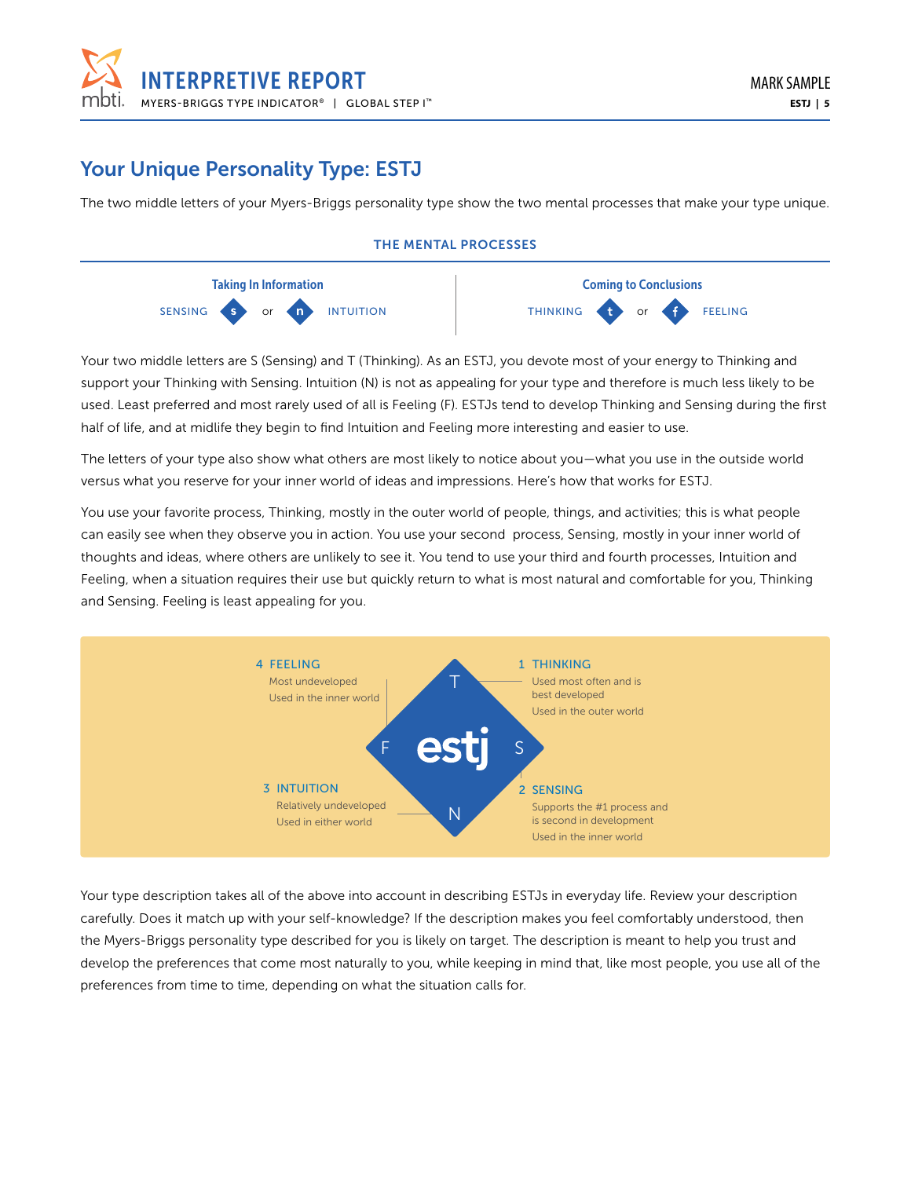## Your Unique Personality Type: ESTJ

The two middle letters of your Myers-Briggs personality type show the two mental processes that make your type unique.

### THE MENTAL PROCESSES

| Taking In Information | Coming to Conclusions |
|---|---|
| SENSING **s** or **n** INTUITION | THINKING **t** or **f** FEELING |

Your two middle letters are S (Sensing) and T (Thinking). As an ESTJ, you devote most of your energy to Thinking and support your Thinking with Sensing. Intuition (N) is not as appealing for your type and therefore is much less likely to be used. Least preferred and most rarely used of all is Feeling (F). ESTJs tend to develop Thinking and Sensing during the first half of life, and at midlife they begin to find Intuition and Feeling more interesting and easier to use.

The letters of your type also show what others are most likely to notice about you—what you use in the outside world versus what you reserve for your inner world of ideas and impressions. Here's how that works for ESTJ.

You use your favorite process, Thinking, mostly in the outer world of people, things, and activities; this is what people can easily see when they observe you in action. You use your second process, Sensing, mostly in your inner world of thoughts and ideas, where others are unlikely to see it. You tend to use your third and fourth processes, Intuition and Feeling, when a situation requires their use but quickly return to what is most natural and comfortable for you, Thinking and Sensing. Feeling is least appealing for you.

**1 THINKING**
Used most often and is best developed
Used in the outer world

**2 SENSING**
Supports the #1 process and is second in development
Used in the inner world

**3 INTUITION**
Relatively undeveloped
Used in either world

**4 FEELING**
Most undeveloped
Used in the inner world

estj (T, S, N, F)

Your type description takes all of the above into account in describing ESTJs in everyday life. Review your description carefully. Does it match up with your self-knowledge? If the description makes you feel comfortably understood, then the Myers-Briggs personality type described for you is likely on target. The description is meant to help you trust and develop the preferences that come most naturally to you, while keeping in mind that, like most people, you use all of the preferences from time to time, depending on what the situation calls for.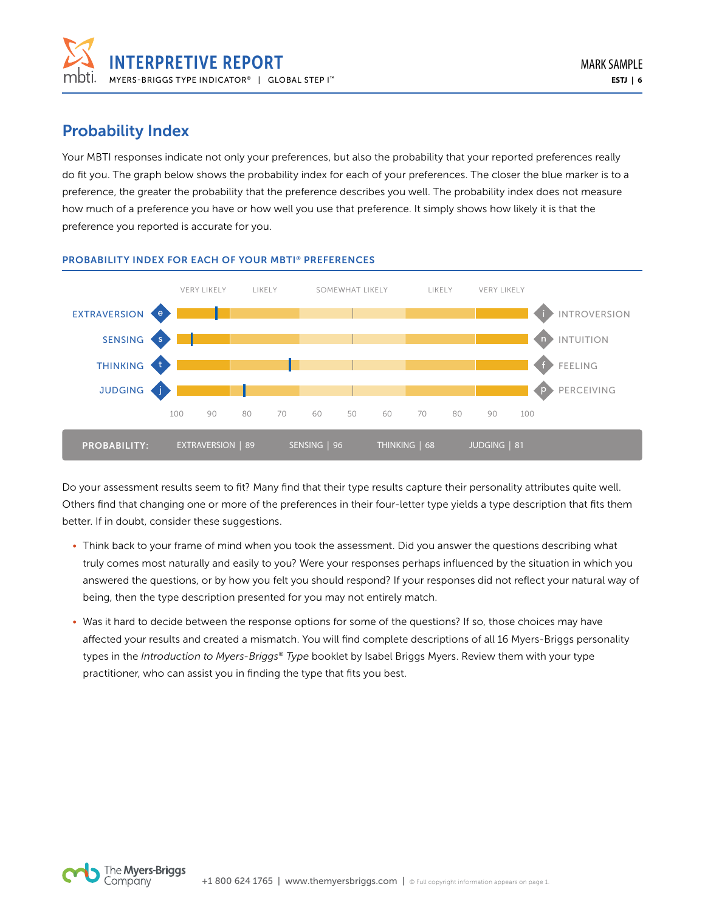## Probability Index

Your MBTI responses indicate not only your preferences, but also the probability that your reported preferences really do fit you. The graph below shows the probability index for each of your preferences. The closer the blue marker is to a preference, the greater the probability that the preference describes you well. The probability index does not measure how much of a preference you have or how well you use that preference. It simply shows how likely it is that the preference you reported is accurate for you.

### PROBABILITY INDEX FOR EACH OF YOUR MBTI® PREFERENCES

VERY LIKELY LIKELY SOMEWHAT LIKELY LIKELY VERY LIKELY

EXTRAVERSION e — i INTROVERSION

SENSING s — n INTUITION

THINKING t — f FEELING

JUDGING j — p PERCEIVING

100 90 80 70 60 50 60 70 80 90 100

**PROBABILITY:** EXTRAVERSION | 89 SENSING | 96 THINKING | 68 JUDGING | 81

Do your assessment results seem to fit? Many find that their type results capture their personality attributes quite well. Others find that changing one or more of the preferences in their four-letter type yields a type description that fits them better. If in doubt, consider these suggestions.

- Think back to your frame of mind when you took the assessment. Did you answer the questions describing what truly comes most naturally and easily to you? Were your responses perhaps influenced by the situation in which you answered the questions, or by how you felt you should respond? If your responses did not reflect your natural way of being, then the type description presented for you may not entirely match.
- Was it hard to decide between the response options for some of the questions? If so, those choices may have affected your results and created a mismatch. You will find complete descriptions of all 16 Myers-Briggs personality types in the *Introduction to Myers-Briggs® Type* booklet by Isabel Briggs Myers. Review them with your type practitioner, who can assist you in finding the type that fits you best.